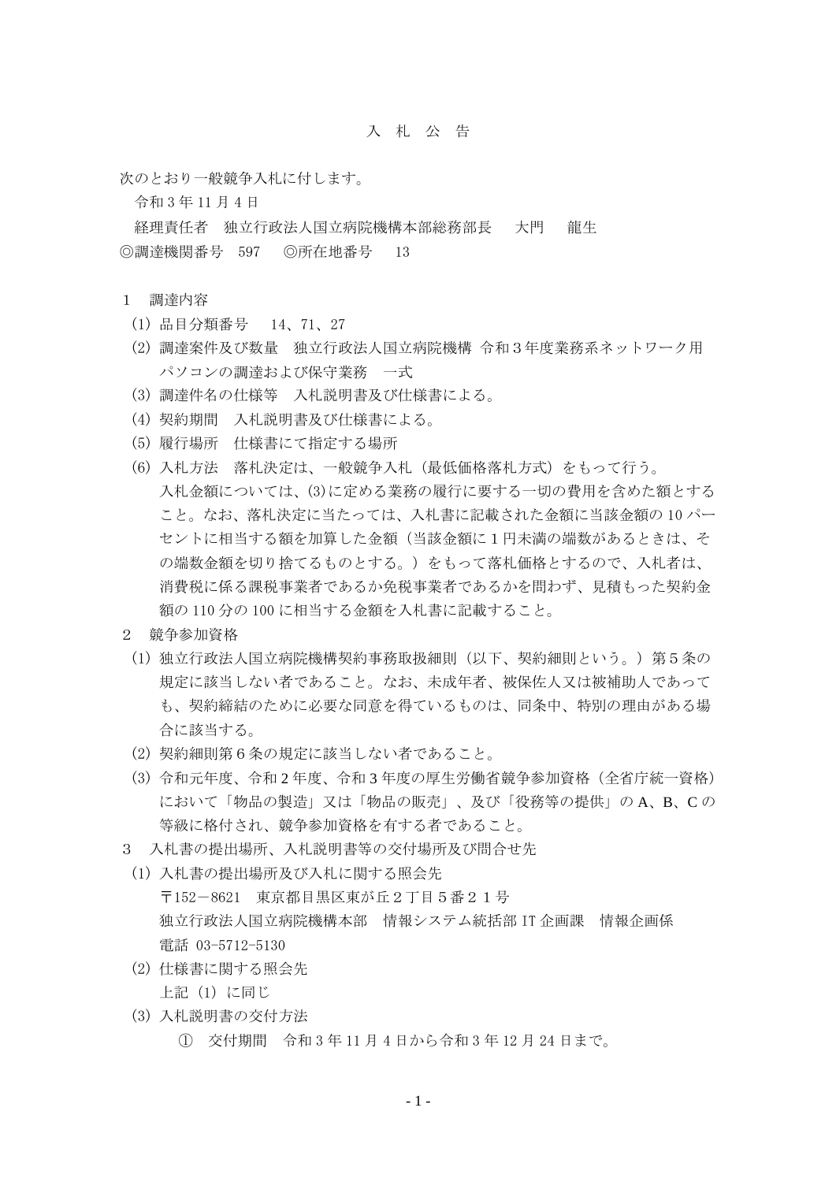# 入 札 公 告

次のとおり一般競争入札に付します。

令和３年 11 月４日

経理責任者　独立行政法人国立病院機構本部総務部長　　大門　　龍生

◎調達機関番号　597　　◎所在地番号　　13

１　調達内容

(1) 品目分類番号　　14、71、27

(2) 調達案件及び数量　独立行政法人国立病院機構 令和３年度業務系ネットワーク用パソコンの調達および保守業務　一式

(3) 調達件名の仕様等　入札説明書及び仕様書による。

(4) 契約期間　入札説明書及び仕様書による。

(5) 履行場所　仕様書にて指定する場所

(6) 入札方法　落札決定は、一般競争入札（最低価格落札方式）をもって行う。
入札金額については、(3)に定める業務の履行に要する一切の費用を含めた額とすること。なお、落札決定に当たっては、入札書に記載された金額に当該金額の 10 パーセントに相当する額を加算した金額（当該金額に１円未満の端数があるときは、その端数金額を切り捨てるものとする。）をもって落札価格とするので、入札者は、消費税に係る課税事業者であるか免税事業者であるかを問わず、見積もった契約金額の 110 分の 100 に相当する金額を入札書に記載すること。

２　競争参加資格

(1) 独立行政法人国立病院機構契約事務取扱細則（以下、契約細則という。）第５条の規定に該当しない者であること。なお、未成年者、被保佐人又は被補助人であっても、契約締結のために必要な同意を得ているものは、同条中、特別の理由がある場合に該当する。

(2) 契約細則第６条の規定に該当しない者であること。

(3) 令和元年度、令和２年度、令和３年度の厚生労働省競争参加資格（全省庁統一資格）において「物品の製造」又は「物品の販売」、及び「役務等の提供」の A、B、C の等級に格付され、競争参加資格を有する者であること。

３　入札書の提出場所、入札説明書等の交付場所及び問合せ先

(1) 入札書の提出場所及び入札に関する照会先
〒152－8621　東京都目黒区東が丘２丁目５番２１号
独立行政法人国立病院機構本部　情報システム統括部 IT 企画課　情報企画係
電話 03-5712-5130

(2) 仕様書に関する照会先
上記（1）に同じ

(3) 入札説明書の交付方法

① 交付期間　令和３年 11 月４日から令和３年 12 月 24 日まで。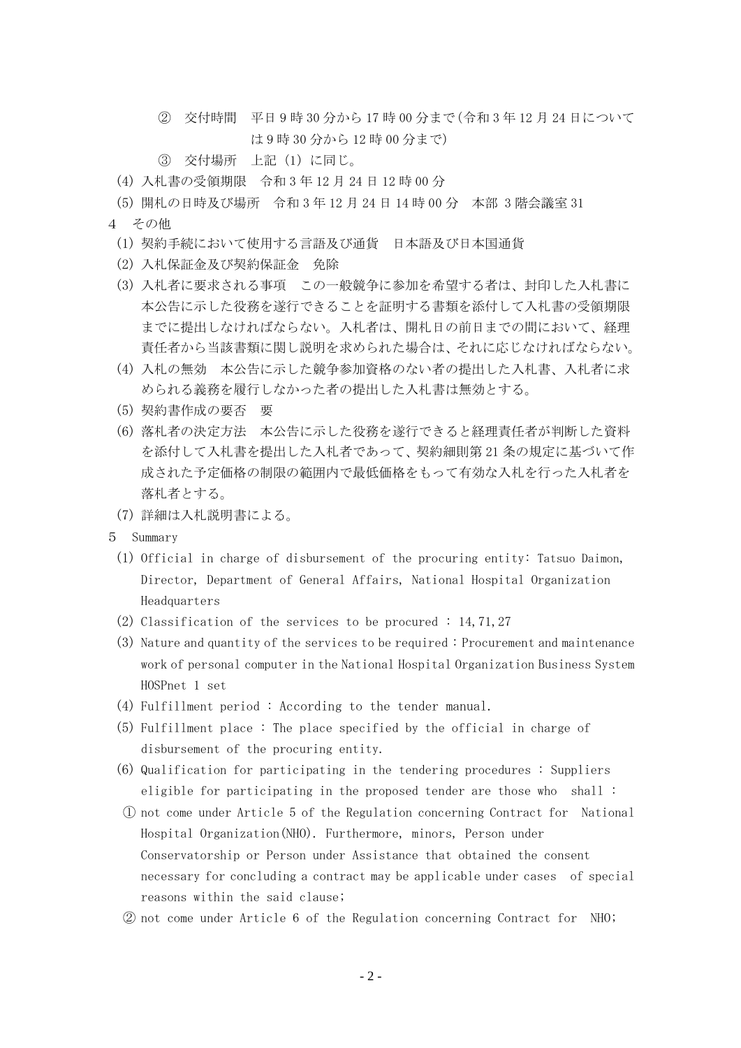② 交付時間　平日 9 時 30 分から 17 時 00 分まで(令和 3 年 12 月 24 日については 9 時 30 分から 12 時 00 分まで)

③ 交付場所　上記 (1) に同じ。

(4) 入札書の受領期限　令和 3 年 12 月 24 日 12 時 00 分

(5) 開札の日時及び場所　令和 3 年 12 月 24 日 14 時 00 分　本部 3 階会議室 31

4　その他

(1) 契約手続において使用する言語及び通貨　日本語及び日本国通貨

(2) 入札保証金及び契約保証金　免除

(3) 入札者に要求される事項　この一般競争に参加を希望する者は、封印した入札書に本公告に示した役務を遂行できることを証明する書類を添付して入札書の受領期限までに提出しなければならない。入札者は、開札日の前日までの間において、経理責任者から当該書類に関し説明を求められた場合は、それに応じなければならない。

(4) 入札の無効　本公告に示した競争参加資格のない者の提出した入札書、入札者に求められる義務を履行しなかった者の提出した入札書は無効とする。

(5) 契約書作成の要否　要

(6) 落札者の決定方法　本公告に示した役務を遂行できると経理責任者が判断した資料を添付して入札書を提出した入札者であって、契約細則第 21 条の規定に基づいて作成された予定価格の制限の範囲内で最低価格をもって有効な入札を行った入札者を落札者とする。

(7) 詳細は入札説明書による。

5　Summary

(1) Official in charge of disbursement of the procuring entity: Tatsuo Daimon, Director, Department of General Affairs, National Hospital Organization Headquarters

(2) Classification of the services to be procured : 14, 71, 27

(3) Nature and quantity of the services to be required : Procurement and maintenance work of personal computer in the National Hospital Organization Business System HOSPnet 1 set

(4) Fulfillment period : According to the tender manual.

(5) Fulfillment place : The place specified by the official in charge of disbursement of the procuring entity.

(6) Qualification for participating in the tendering procedures : Suppliers eligible for participating in the proposed tender are those who shall :

① not come under Article 5 of the Regulation concerning Contract for National Hospital Organization(NHO). Furthermore, minors, Person under Conservatorship or Person under Assistance that obtained the consent necessary for concluding a contract may be applicable under cases of special reasons within the said clause;

② not come under Article 6 of the Regulation concerning Contract for NHO;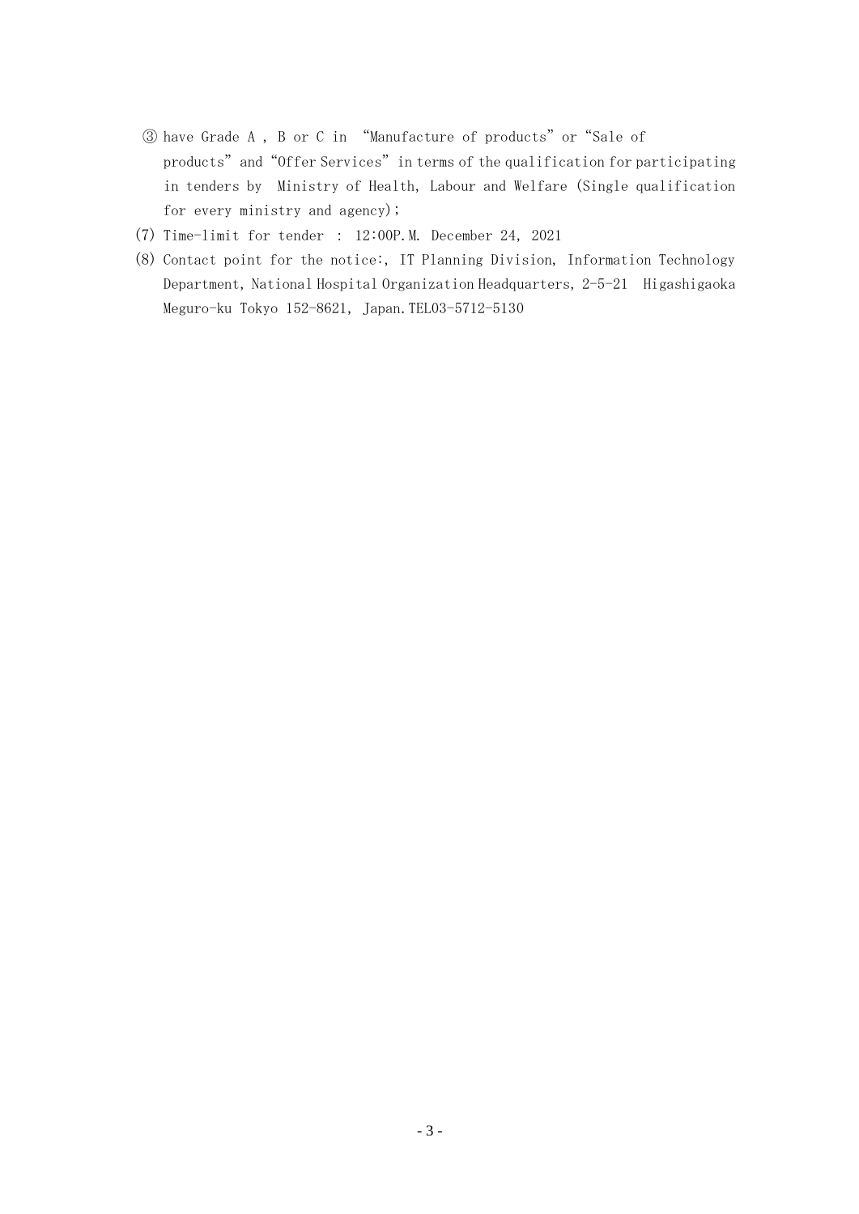③ have Grade A , B or C in “Manufacture of products” or “Sale of products” and “Offer Services” in terms of the qualification for participating in tenders by Ministry of Health, Labour and Welfare (Single qualification for every ministry and agency);

(7) Time-limit for tender : 12:00P.M. December 24, 2021

(8) Contact point for the notice:, IT Planning Division, Information Technology Department, National Hospital Organization Headquarters, 2-5-21 Higashigaoka Meguro-ku Tokyo 152-8621, Japan.TEL03-5712-5130